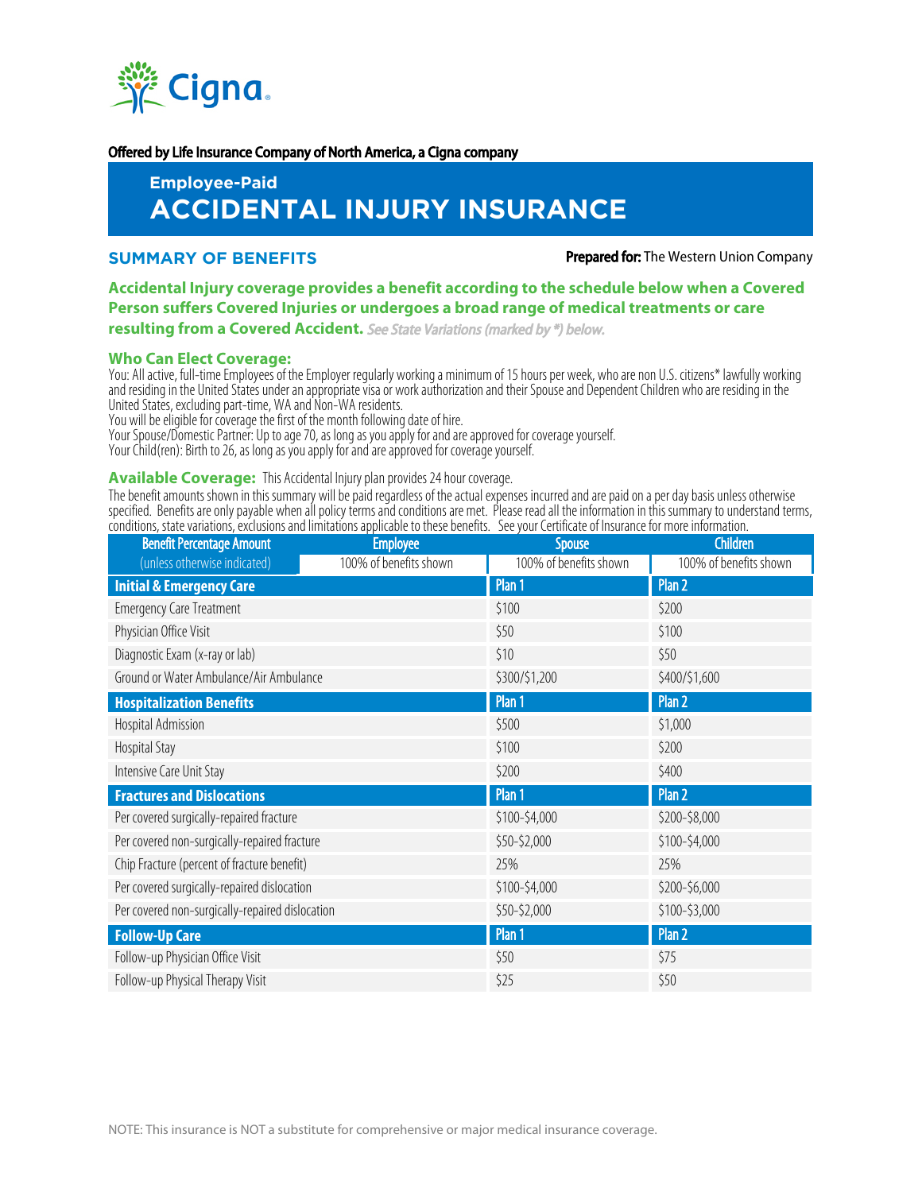Cigna

Offered by Life Insurance Company of North America, a Cigna company

## Employee-Paid

# ACCIDENTAL INJURY INSURANCE

## SUMMARY OF BENEFITS

**Prepared for:** The Western Union Company

**Accidental Injury coverage provides a benefit according to the schedule below when a Covered Person suffers Covered Injuries or undergoes a broad range of medical treatments or care resulting from a Covered Accident.** *See State Variations (marked by *) below.*

### Who Can Elect Coverage:

You: All active, full-time Employees of the Employer regularly working a minimum of 15 hours per week, who are non U.S. citizens* lawfully working and residing in the United States under an appropriate visa or work authorization and their Spouse and Dependent Children who are residing in the United States, excluding part-time, WA and Non-WA residents.
You will be eligible for coverage the first of the month following date of hire.
Your Spouse/Domestic Partner: Up to age 70, as long as you apply for and are approved for coverage yourself.
Your Child(ren): Birth to 26, as long as you apply for and are approved for coverage yourself.

### Available Coverage:

This Accidental Injury plan provides 24 hour coverage.

The benefit amounts shown in this summary will be paid regardless of the actual expenses incurred and are paid on a per day basis unless otherwise specified. Benefits are only payable when all policy terms and conditions are met. Please read all the information in this summary to understand terms, conditions, state variations, exclusions and limitations applicable to these benefits. See your Certificate of Insurance for more information.

| Benefit Percentage Amount (unless otherwise indicated) | Employee | Spouse | Children |
|---|---|---|---|
| | 100% of benefits shown | 100% of benefits shown | 100% of benefits shown |
| **Initial & Emergency Care** | | **Plan 1** | **Plan 2** |
| Emergency Care Treatment | | $100 | $200 |
| Physician Office Visit | | $50 | $100 |
| Diagnostic Exam (x-ray or lab) | | $10 | $50 |
| Ground or Water Ambulance/Air Ambulance | | $300/$1,200 | $400/$1,600 |
| **Hospitalization Benefits** | | **Plan 1** | **Plan 2** |
| Hospital Admission | | $500 | $1,000 |
| Hospital Stay | | $100 | $200 |
| Intensive Care Unit Stay | | $200 | $400 |
| **Fractures and Dislocations** | | **Plan 1** | **Plan 2** |
| Per covered surgically-repaired fracture | | $100-$4,000 | $200-$8,000 |
| Per covered non-surgically-repaired fracture | | $50-$2,000 | $100-$4,000 |
| Chip Fracture (percent of fracture benefit) | | 25% | 25% |
| Per covered surgically-repaired dislocation | | $100-$4,000 | $200-$6,000 |
| Per covered non-surgically-repaired dislocation | | $50-$2,000 | $100-$3,000 |
| **Follow-Up Care** | | **Plan 1** | **Plan 2** |
| Follow-up Physician Office Visit | | $50 | $75 |
| Follow-up Physical Therapy Visit | | $25 | $50 |

NOTE: This insurance is NOT a substitute for comprehensive or major medical insurance coverage.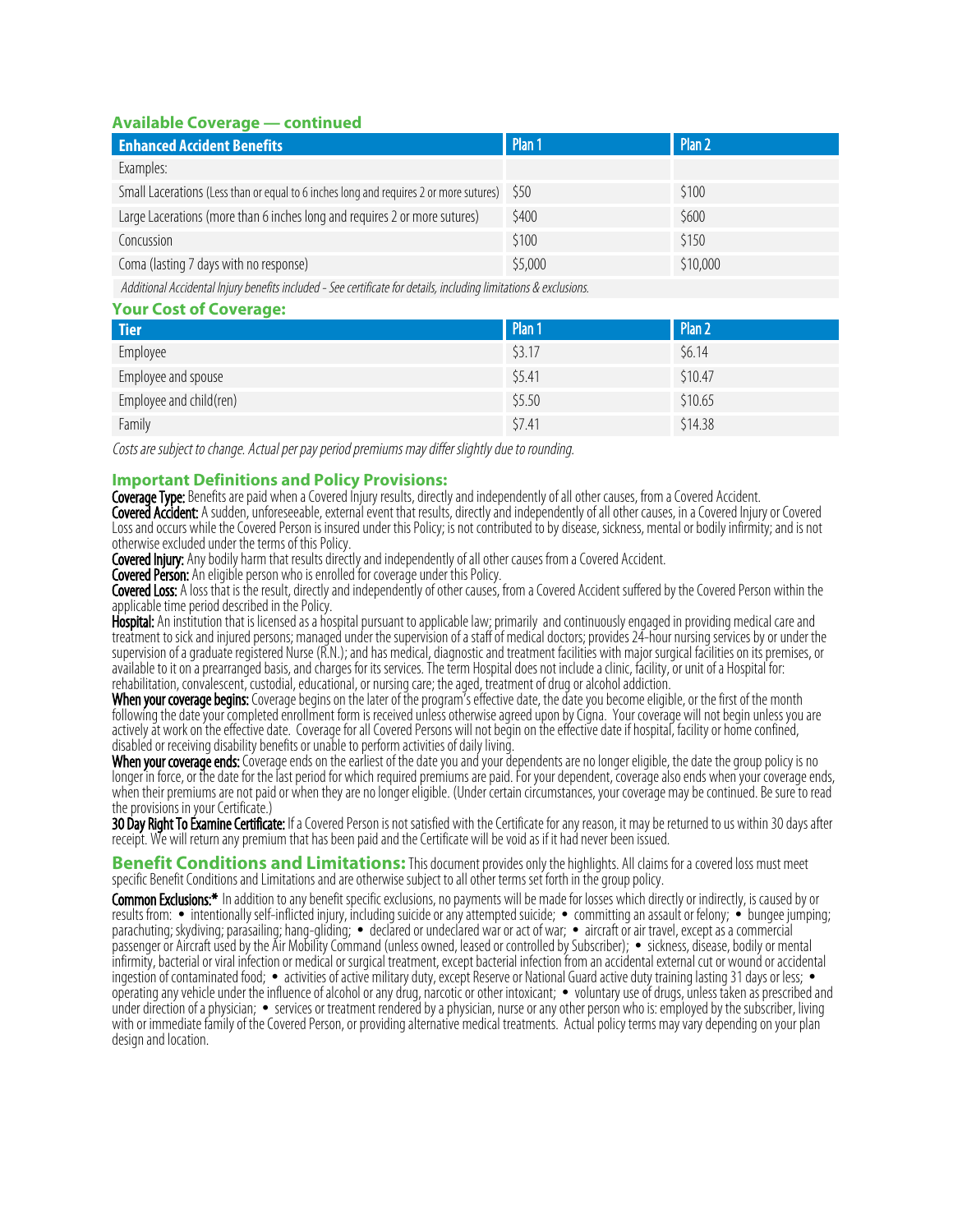## Available Coverage — continued

| Enhanced Accident Benefits | Plan 1 | Plan 2 |
|---|---|---|
| Examples: | | |
| Small Lacerations (Less than or equal to 6 inches long and requires 2 or more sutures) | $50 | $100 |
| Large Lacerations (more than 6 inches long and requires 2 or more sutures) | $400 | $600 |
| Concussion | $100 | $150 |
| Coma (lasting 7 days with no response) | $5,000 | $10,000 |
| *Additional Accidental Injury benefits included - See certificate for details, including limitations & exclusions.* | | |

## Your Cost of Coverage:

| Tier | Plan 1 | Plan 2 |
|---|---|---|
| Employee | $3.17 | $6.14 |
| Employee and spouse | $5.41 | $10.47 |
| Employee and child(ren) | $5.50 | $10.65 |
| Family | $7.41 | $14.38 |

*Costs are subject to change. Actual per pay period premiums may differ slightly due to rounding.*

## Important Definitions and Policy Provisions:

**Coverage Type:** Benefits are paid when a Covered Injury results, directly and independently of all other causes, from a Covered Accident.
**Covered Accident:** A sudden, unforeseeable, external event that results, directly and independently of all other causes, in a Covered Injury or Covered Loss and occurs while the Covered Person is insured under this Policy; is not contributed to by disease, sickness, mental or bodily infirmity; and is not otherwise excluded under the terms of this Policy.
**Covered Injury:** Any bodily harm that results directly and independently of all other causes from a Covered Accident.
**Covered Person:** An eligible person who is enrolled for coverage under this Policy.
**Covered Loss:** A loss that is the result, directly and independently of other causes, from a Covered Accident suffered by the Covered Person within the applicable time period described in the Policy.
**Hospital:** An institution that is licensed as a hospital pursuant to applicable law; primarily and continuously engaged in providing medical care and treatment to sick and injured persons; managed under the supervision of a staff of medical doctors; provides 24-hour nursing services by or under the supervision of a graduate registered Nurse (R.N.); and has medical, diagnostic and treatment facilities with major surgical facilities on its premises, or available to it on a prearranged basis, and charges for its services. The term Hospital does not include a clinic, facility, or unit of a Hospital for: rehabilitation, convalescent, custodial, educational, or nursing care; the aged, treatment of drug or alcohol addiction.
**When your coverage begins:** Coverage begins on the later of the program's effective date, the date you become eligible, or the first of the month following the date your completed enrollment form is received unless otherwise agreed upon by Cigna. Your coverage will not begin unless you are actively at work on the effective date. Coverage for all Covered Persons will not begin on the effective date if hospital, facility or home confined, disabled or receiving disability benefits or unable to perform activities of daily living.
**When your coverage ends:** Coverage ends on the earliest of the date you and your dependents are no longer eligible, the date the group policy is no longer in force, or the date for the last period for which required premiums are paid. For your dependent, coverage also ends when your coverage ends, when their premiums are not paid or when they are no longer eligible. (Under certain circumstances, your coverage may be continued. Be sure to read the provisions in your Certificate.)
**30 Day Right To Examine Certificate:** If a Covered Person is not satisfied with the Certificate for any reason, it may be returned to us within 30 days after receipt. We will return any premium that has been paid and the Certificate will be void as if it had never been issued.

## Benefit Conditions and Limitations:

This document provides only the highlights. All claims for a covered loss must meet specific Benefit Conditions and Limitations and are otherwise subject to all other terms set forth in the group policy.

**Common Exclusions:*** In addition to any benefit specific exclusions, no payments will be made for losses which directly or indirectly, is caused by or results from: • intentionally self-inflicted injury, including suicide or any attempted suicide; • committing an assault or felony; • bungee jumping; parachuting; skydiving; parasailing; hang-gliding; • declared or undeclared war or act of war; • aircraft or air travel, except as a commercial passenger or Aircraft used by the Air Mobility Command (unless owned, leased or controlled by Subscriber); • sickness, disease, bodily or mental infirmity, bacterial or viral infection or medical or surgical treatment, except bacterial infection from an accidental external cut or wound or accidental ingestion of contaminated food; • activities of active military duty, except Reserve or National Guard active duty training lasting 31 days or less; • operating any vehicle under the influence of alcohol or any drug, narcotic or other intoxicant; • voluntary use of drugs, unless taken as prescribed and under direction of a physician; • services or treatment rendered by a physician, nurse or any other person who is: employed by the subscriber, living with or immediate family of the Covered Person, or providing alternative medical treatments. Actual policy terms may vary depending on your plan design and location.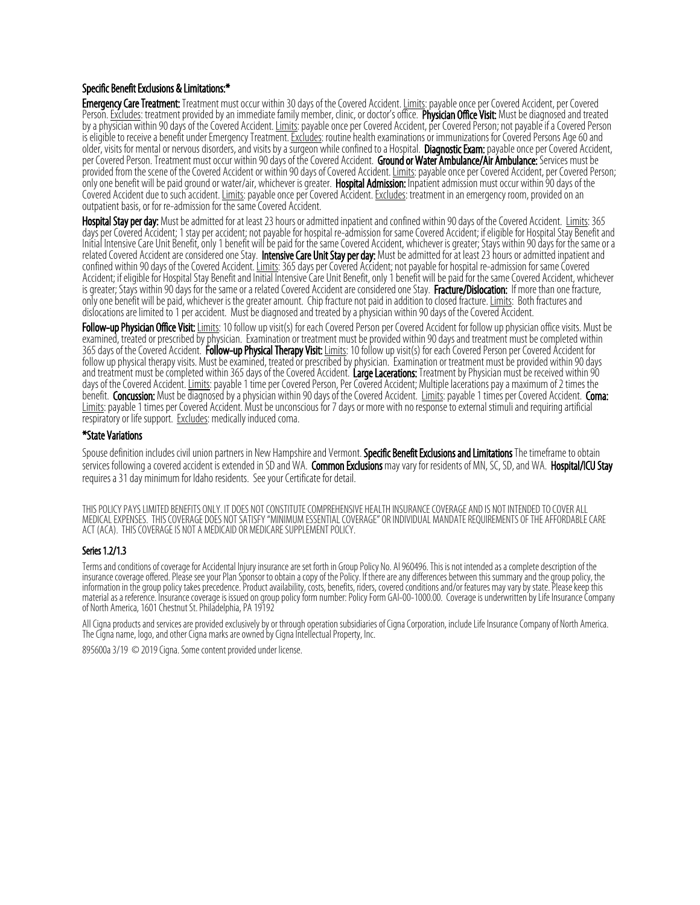### Specific Benefit Exclusions & Limitations:*

**Emergency Care Treatment:** Treatment must occur within 30 days of the Covered Accident. Limits: payable once per Covered Accident, per Covered Person. Excludes: treatment provided by an immediate family member, clinic, or doctor's office. **Physician Office Visit:** Must be diagnosed and treated by a physician within 90 days of the Covered Accident. Limits: payable once per Covered Accident, per Covered Person; not payable if a Covered Person is eligible to receive a benefit under Emergency Treatment. Excludes: routine health examinations or immunizations for Covered Persons Age 60 and older, visits for mental or nervous disorders, and visits by a surgeon while confined to a Hospital. **Diagnostic Exam:** payable once per Covered Accident, per Covered Person. Treatment must occur within 90 days of the Covered Accident. **Ground or Water Ambulance/Air Ambulance:** Services must be provided from the scene of the Covered Accident or within 90 days of Covered Accident. Limits: payable once per Covered Accident, per Covered Person; only one benefit will be paid ground or water/air, whichever is greater. **Hospital Admission:** Inpatient admission must occur within 90 days of the Covered Accident due to such accident. Limits: payable once per Covered Accident. Excludes: treatment in an emergency room, provided on an outpatient basis, or for re-admission for the same Covered Accident.

**Hospital Stay per day:** Must be admitted for at least 23 hours or admitted inpatient and confined within 90 days of the Covered Accident. Limits: 365 days per Covered Accident; 1 stay per accident; not payable for hospital re-admission for same Covered Accident; if eligible for Hospital Stay Benefit and Initial Intensive Care Unit Benefit, only 1 benefit will be paid for the same Covered Accident, whichever is greater; Stays within 90 days for the same or a related Covered Accident are considered one Stay. **Intensive Care Unit Stay per day:** Must be admitted for at least 23 hours or admitted inpatient and confined within 90 days of the Covered Accident. Limits: 365 days per Covered Accident; not payable for hospital re-admission for same Covered Accident; if eligible for Hospital Stay Benefit and Initial Intensive Care Unit Benefit, only 1 benefit will be paid for the same Covered Accident, whichever is greater; Stays within 90 days for the same or a related Covered Accident are considered one Stay. **Fracture/Dislocation:** If more than one fracture, only one benefit will be paid, whichever is the greater amount. Chip fracture not paid in addition to closed fracture. Limits: Both fractures and dislocations are limited to 1 per accident. Must be diagnosed and treated by a physician within 90 days of the Covered Accident.

**Follow-up Physician Office Visit:** Limits: 10 follow up visit(s) for each Covered Person per Covered Accident for follow up physician office visits. Must be examined, treated or prescribed by physician. Examination or treatment must be provided within 90 days and treatment must be completed within 365 days of the Covered Accident. **Follow-up Physical Therapy Visit:** Limits: 10 follow up visit(s) for each Covered Person per Covered Accident for follow up physical therapy visits. Must be examined, treated or prescribed by physician. Examination or treatment must be provided within 90 days and treatment must be completed within 365 days of the Covered Accident. **Large Lacerations:** Treatment by Physician must be received within 90 days of the Covered Accident. Limits: payable 1 time per Covered Person, Per Covered Accident; Multiple lacerations pay a maximum of 2 times the benefit. **Concussion:** Must be diagnosed by a physician within 90 days of the Covered Accident. Limits: payable 1 times per Covered Accident. **Coma:** Limits: payable 1 times per Covered Accident. Must be unconscious for 7 days or more with no response to external stimuli and requiring artificial respiratory or life support. Excludes: medically induced coma.

### *State Variations

Spouse definition includes civil union partners in New Hampshire and Vermont. **Specific Benefit Exclusions and Limitations** The timeframe to obtain services following a covered accident is extended in SD and WA. **Common Exclusions** may vary for residents of MN, SC, SD, and WA. **Hospital/ICU Stay** requires a 31 day minimum for Idaho residents. See your Certificate for detail.

THIS POLICY PAYS LIMITED BENEFITS ONLY. IT DOES NOT CONSTITUTE COMPREHENSIVE HEALTH INSURANCE COVERAGE AND IS NOT INTENDED TO COVER ALL MEDICAL EXPENSES. THIS COVERAGE DOES NOT SATISFY "MINIMUM ESSENTIAL COVERAGE" OR INDIVIDUAL MANDATE REQUIREMENTS OF THE AFFORDABLE CARE ACT (ACA). THIS COVERAGE IS NOT A MEDICAID OR MEDICARE SUPPLEMENT POLICY.

### Series 1.2/1.3

Terms and conditions of coverage for Accidental Injury insurance are set forth in Group Policy No. AI 960496. This is not intended as a complete description of the insurance coverage offered. Please see your Plan Sponsor to obtain a copy of the Policy. If there are any differences between this summary and the group policy, the information in the group policy takes precedence. Product availability, costs, benefits, riders, covered conditions and/or features may vary by state. Please keep this material as a reference. Insurance coverage is issued on group policy form number: Policy Form GAI-00-1000.00. Coverage is underwritten by Life Insurance Company of North America, 1601 Chestnut St. Philadelphia, PA 19192

All Cigna products and services are provided exclusively by or through operation subsidiaries of Cigna Corporation, include Life Insurance Company of North America. The Cigna name, logo, and other Cigna marks are owned by Cigna Intellectual Property, Inc.

895600a 3/19 © 2019 Cigna. Some content provided under license.